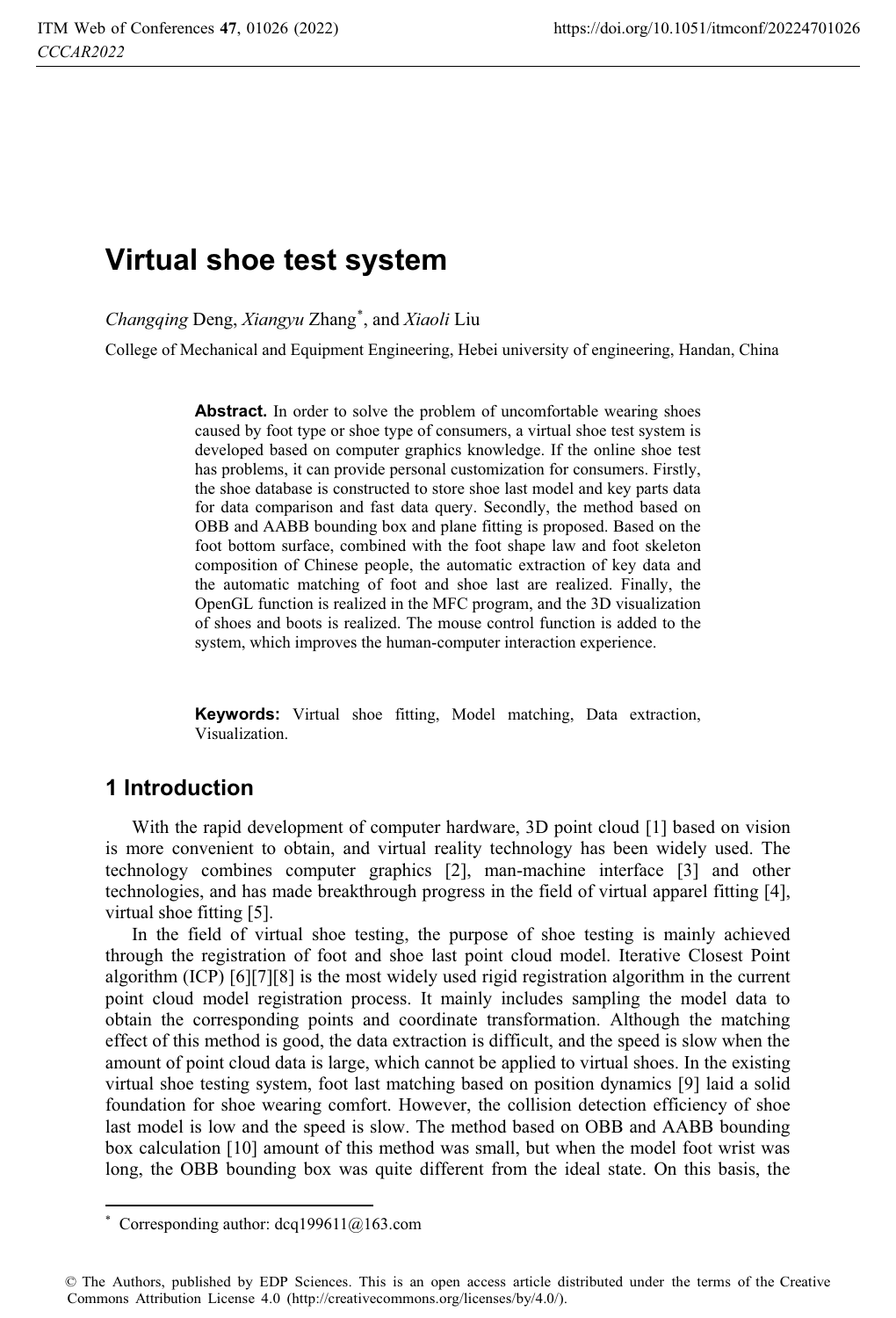# Virtual shoe test system

*Changqing* Deng, *Xiangyu* Zhang*, and *Xiaoli* Liu

College of Mechanical and Equipment Engineering, Hebei university of engineering, Handan, China

**Abstract.** In order to solve the problem of uncomfortable wearing shoes caused by foot type or shoe type of consumers, a virtual shoe test system is developed based on computer graphics knowledge. If the online shoe test has problems, it can provide personal customization for consumers. Firstly, the shoe database is constructed to store shoe last model and key parts data for data comparison and fast data query. Secondly, the method based on OBB and AABB bounding box and plane fitting is proposed. Based on the foot bottom surface, combined with the foot shape law and foot skeleton composition of Chinese people, the automatic extraction of key data and the automatic matching of foot and shoe last are realized. Finally, the OpenGL function is realized in the MFC program, and the 3D visualization of shoes and boots is realized. The mouse control function is added to the system, which improves the human-computer interaction experience.

**Keywords:** Virtual shoe fitting, Model matching, Data extraction, Visualization.

## 1 Introduction

With the rapid development of computer hardware, 3D point cloud [1] based on vision is more convenient to obtain, and virtual reality technology has been widely used. The technology combines computer graphics [2], man-machine interface [3] and other technologies, and has made breakthrough progress in the field of virtual apparel fitting [4], virtual shoe fitting [5].

In the field of virtual shoe testing, the purpose of shoe testing is mainly achieved through the registration of foot and shoe last point cloud model. Iterative Closest Point algorithm (ICP) [6][7][8] is the most widely used rigid registration algorithm in the current point cloud model registration process. It mainly includes sampling the model data to obtain the corresponding points and coordinate transformation. Although the matching effect of this method is good, the data extraction is difficult, and the speed is slow when the amount of point cloud data is large, which cannot be applied to virtual shoes. In the existing virtual shoe testing system, foot last matching based on position dynamics [9] laid a solid foundation for shoe wearing comfort. However, the collision detection efficiency of shoe last model is low and the speed is slow. The method based on OBB and AABB bounding box calculation [10] amount of this method was small, but when the model foot wrist was long, the OBB bounding box was quite different from the ideal state. On this basis, the

* Corresponding author: dcq199611@163.com

© The Authors, published by EDP Sciences. This is an open access article distributed under the terms of the Creative Commons Attribution License 4.0 (http://creativecommons.org/licenses/by/4.0/).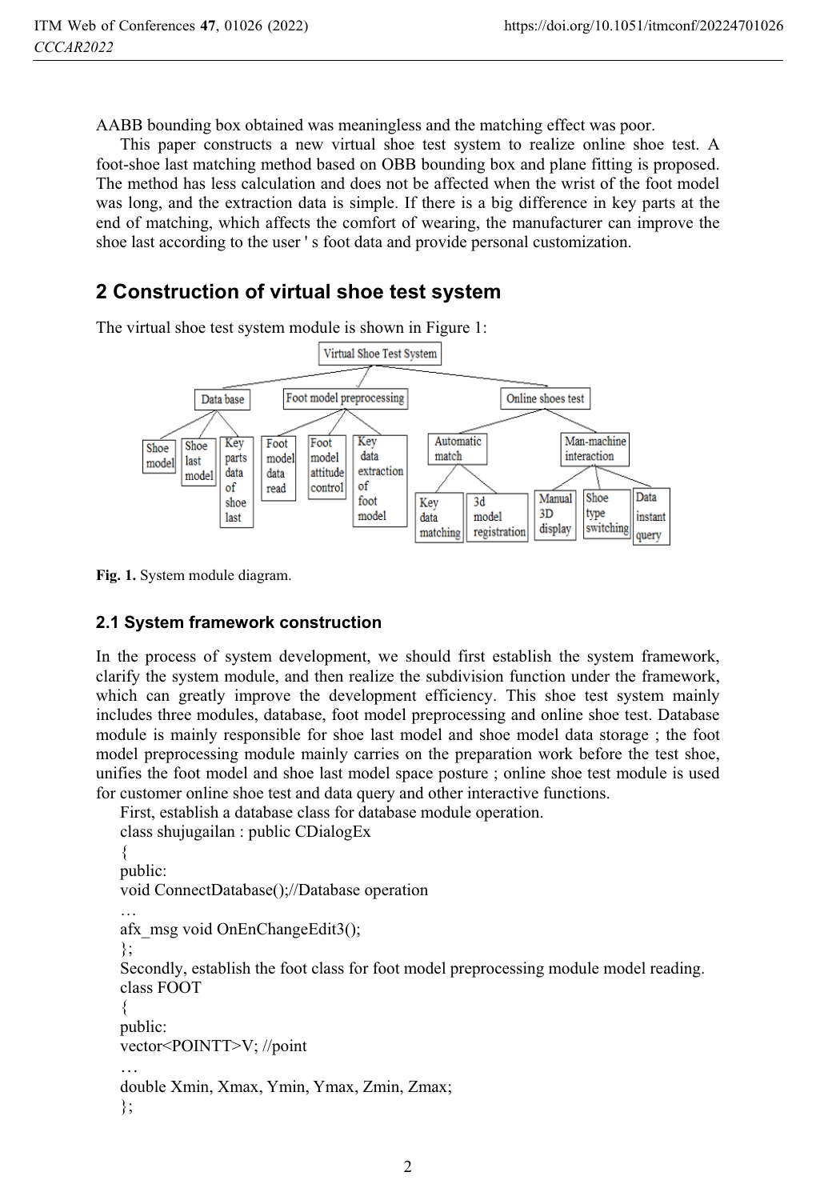AABB bounding box obtained was meaningless and the matching effect was poor.

This paper constructs a new virtual shoe test system to realize online shoe test. A foot-shoe last matching method based on OBB bounding box and plane fitting is proposed. The method has less calculation and does not be affected when the wrist of the foot model was long, and the extraction data is simple. If there is a big difference in key parts at the end of matching, which affects the comfort of wearing, the manufacturer can improve the shoe last according to the user ' s foot data and provide personal customization.

## 2 Construction of virtual shoe test system

The virtual shoe test system module is shown in Figure 1:

Virtual Shoe Test System

Data base: Shoe model; Shoe last model; Key parts data of shoe last

Foot model preprocessing: Foot model data read; Foot model attitude control; Key data extraction of foot model

Online shoes test: Automatic match (Key data matching; 3d model registration); Man-machine interaction (Manual 3D display; Shoe type switching; Data instant query)

**Fig. 1.** System module diagram.

### 2.1 System framework construction

In the process of system development, we should first establish the system framework, clarify the system module, and then realize the subdivision function under the framework, which can greatly improve the development efficiency. This shoe test system mainly includes three modules, database, foot model preprocessing and online shoe test. Database module is mainly responsible for shoe last model and shoe model data storage ; the foot model preprocessing module mainly carries on the preparation work before the test shoe, unifies the foot model and shoe last model space posture ; online shoe test module is used for customer online shoe test and data query and other interactive functions.

First, establish a database class for database module operation.

```
class shujugailan : public CDialogEx
{
public:
void ConnectDatabase();//Database operation
…
afx_msg void OnEnChangeEdit3();
};
```

Secondly, establish the foot class for foot model preprocessing module model reading.

```
class FOOT
{
public:
vector<POINTT>V; //point
…
double Xmin, Xmax, Ymin, Ymax, Zmin, Zmax;
};
```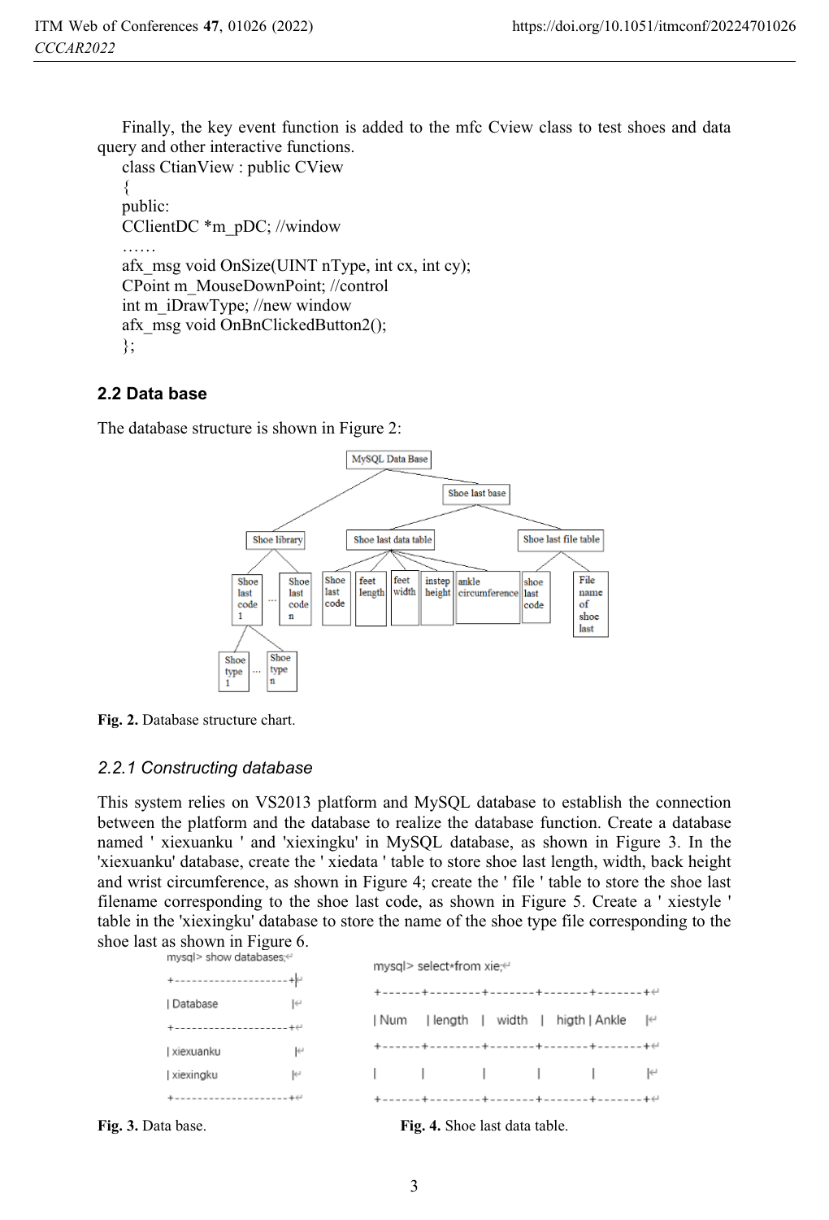Finally, the key event function is added to the mfc Cview class to test shoes and data query and other interactive functions.

```
class CtianView : public CView
{
public:
CClientDC *m_pDC; //window
……
afx_msg void OnSize(UINT nType, int cx, int cy);
CPoint m_MouseDownPoint; //control
int m_iDrawType; //new window
afx_msg void OnBnClickedButton2();
};
```

## 2.2 Data base

The database structure is shown in Figure 2:

```
MySQL Data Base
├── Shoe library
│   ├── Shoe last code 1
│   │   ├── Shoe type 1
│   │   ├── …
│   │   └── Shoe type n
│   ├── …
│   └── Shoe last code n
└── Shoe last base
    ├── Shoe last data table
    │   ├── Shoe last code
    │   ├── feet length
    │   ├── feet width
    │   ├── instep height
    │   └── ankle circumference
    └── Shoe last file table
        ├── shoe last code
        └── File name of shoe last
```

**Fig. 2.** Database structure chart.

### *2.2.1 Constructing database*

This system relies on VS2013 platform and MySQL database to establish the connection between the platform and the database to realize the database function. Create a database named ' xiexuanku ' and 'xiexingku' in MySQL database, as shown in Figure 3. In the 'xiexuanku' database, create the ' xiedata ' table to store shoe last length, width, back height and wrist circumference, as shown in Figure 4; create the ' file ' table to store the shoe last filename corresponding to the shoe last code, as shown in Figure 5. Create a ' xiestyle ' table in the 'xiexingku' database to store the name of the shoe type file corresponding to the shoe last as shown in Figure 6.

```
mysql> show databases;
+--------------------+
| Database           |
+--------------------+
| xiexuanku          |
| xiexingku          |
+--------------------+
```

**Fig. 3.** Data base.

```
mysql> select*from xie;
+------+--------+-------+-------+-------+
| Num  | length | width | higth | Ankle |
+------+--------+-------+-------+-------+
|      |        |       |       |       |
+------+--------+-------+-------+-------+
```

**Fig. 4.** Shoe last data table.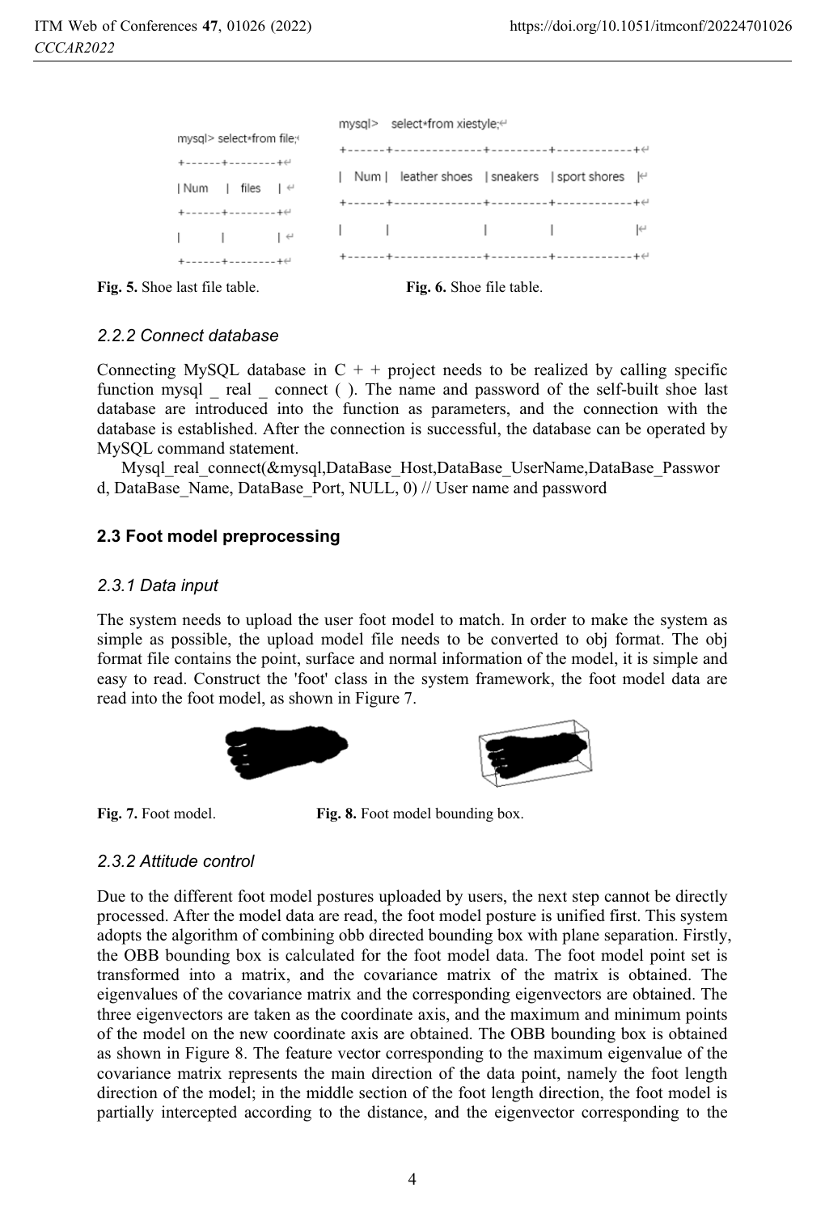```
mysql> select*from file;
+------+--------+
| Num  | files  |
+------+--------+
|      |        |
+------+--------+
```

Fig. 5. Shoe last file table.

```
mysql> select*from xiestyle;
+------+---------------+----------+--------------+
| Num  | leather shoes | sneakers | sport shores |
+------+---------------+----------+--------------+
|      |               |          |              |
+------+---------------+----------+--------------+
```

Fig. 6. Shoe file table.

### *2.2.2 Connect database*

Connecting MySQL database in C + + project needs to be realized by calling specific function mysql _ real _ connect ( ). The name and password of the self-built shoe last database are introduced into the function as parameters, and the connection with the database is established. After the connection is successful, the database can be operated by MySQL command statement.

Mysql_real_connect(&mysql,DataBase_Host,DataBase_UserName,DataBase_Password, DataBase_Name, DataBase_Port, NULL, 0) // User name and password

### 2.3 Foot model preprocessing

### *2.3.1 Data input*

The system needs to upload the user foot model to match. In order to make the system as simple as possible, the upload model file needs to be converted to obj format. The obj format file contains the point, surface and normal information of the model, it is simple and easy to read. Construct the 'foot' class in the system framework, the foot model data are read into the foot model, as shown in Figure 7.

Fig. 7. Foot model.

Fig. 8. Foot model bounding box.

### *2.3.2 Attitude control*

Due to the different foot model postures uploaded by users, the next step cannot be directly processed. After the model data are read, the foot model posture is unified first. This system adopts the algorithm of combining obb directed bounding box with plane separation. Firstly, the OBB bounding box is calculated for the foot model data. The foot model point set is transformed into a matrix, and the covariance matrix of the matrix is obtained. The eigenvalues of the covariance matrix and the corresponding eigenvectors are obtained. The three eigenvectors are taken as the coordinate axis, and the maximum and minimum points of the model on the new coordinate axis are obtained. The OBB bounding box is obtained as shown in Figure 8. The feature vector corresponding to the maximum eigenvalue of the covariance matrix represents the main direction of the data point, namely the foot length direction of the model; in the middle section of the foot length direction, the foot model is partially intercepted according to the distance, and the eigenvector corresponding to the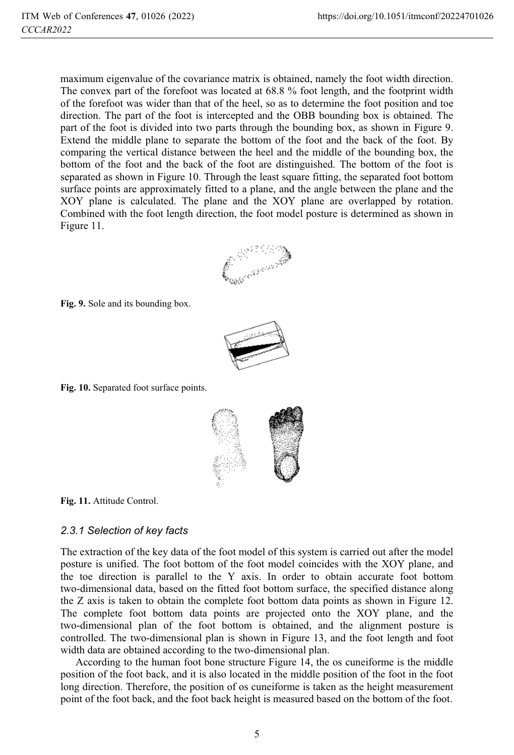maximum eigenvalue of the covariance matrix is obtained, namely the foot width direction. The convex part of the forefoot was located at 68.8 % foot length, and the footprint width of the forefoot was wider than that of the heel, so as to determine the foot position and toe direction. The part of the foot is intercepted and the OBB bounding box is obtained. The part of the foot is divided into two parts through the bounding box, as shown in Figure 9. Extend the middle plane to separate the bottom of the foot and the back of the foot. By comparing the vertical distance between the heel and the middle of the bounding box, the bottom of the foot and the back of the foot are distinguished. The bottom of the foot is separated as shown in Figure 10. Through the least square fitting, the separated foot bottom surface points are approximately fitted to a plane, and the angle between the plane and the XOY plane is calculated. The plane and the XOY plane are overlapped by rotation. Combined with the foot length direction, the foot model posture is determined as shown in Figure 11.

**Fig. 9.** Sole and its bounding box.

**Fig. 10.** Separated foot surface points.

**Fig. 11.** Attitude Control.

### *2.3.1 Selection of key facts*

The extraction of the key data of the foot model of this system is carried out after the model posture is unified. The foot bottom of the foot model coincides with the XOY plane, and the toe direction is parallel to the Y axis. In order to obtain accurate foot bottom two-dimensional data, based on the fitted foot bottom surface, the specified distance along the Z axis is taken to obtain the complete foot bottom data points as shown in Figure 12. The complete foot bottom data points are projected onto the XOY plane, and the two-dimensional plan of the foot bottom is obtained, and the alignment posture is controlled. The two-dimensional plan is shown in Figure 13, and the foot length and foot width data are obtained according to the two-dimensional plan.

According to the human foot bone structure Figure 14, the os cuneiforme is the middle position of the foot back, and it is also located in the middle position of the foot in the foot long direction. Therefore, the position of os cuneiforme is taken as the height measurement point of the foot back, and the foot back height is measured based on the bottom of the foot.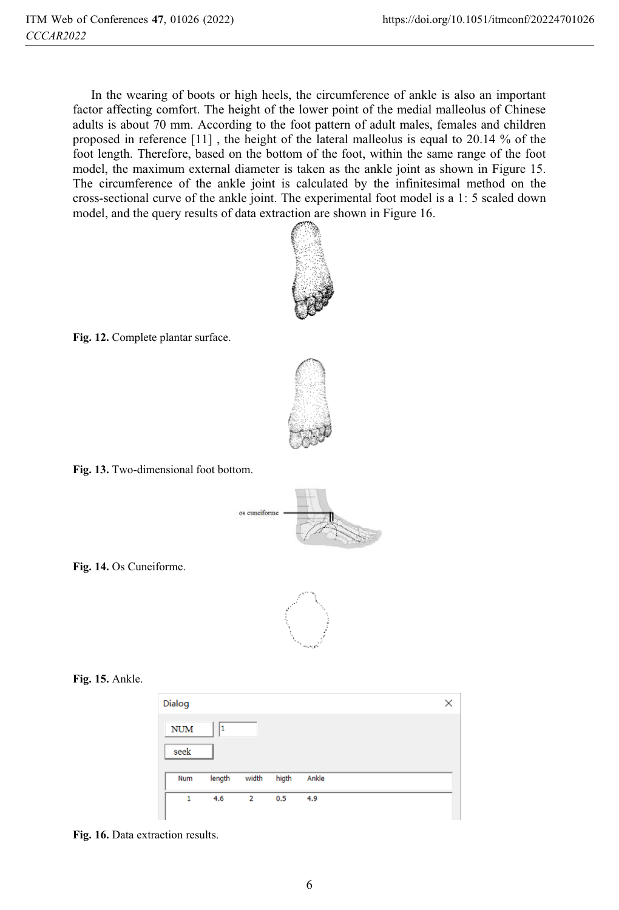In the wearing of boots or high heels, the circumference of ankle is also an important factor affecting comfort. The height of the lower point of the medial malleolus of Chinese adults is about 70 mm. According to the foot pattern of adult males, females and children proposed in reference [11] , the height of the lateral malleolus is equal to 20.14 % of the foot length. Therefore, based on the bottom of the foot, within the same range of the foot model, the maximum external diameter is taken as the ankle joint as shown in Figure 15. The circumference of the ankle joint is calculated by the infinitesimal method on the cross-sectional curve of the ankle joint. The experimental foot model is a 1: 5 scaled down model, and the query results of data extraction are shown in Figure 16.

**Fig. 12.** Complete plantar surface.

**Fig. 13.** Two-dimensional foot bottom.

**Fig. 14.** Os Cuneiforme.

**Fig. 15.** Ankle.

| Num | length | width | higth | Ankle |
|---|---|---|---|---|
| 1 | 4.6 | 2 | 0.5 | 4.9 |

**Fig. 16.** Data extraction results.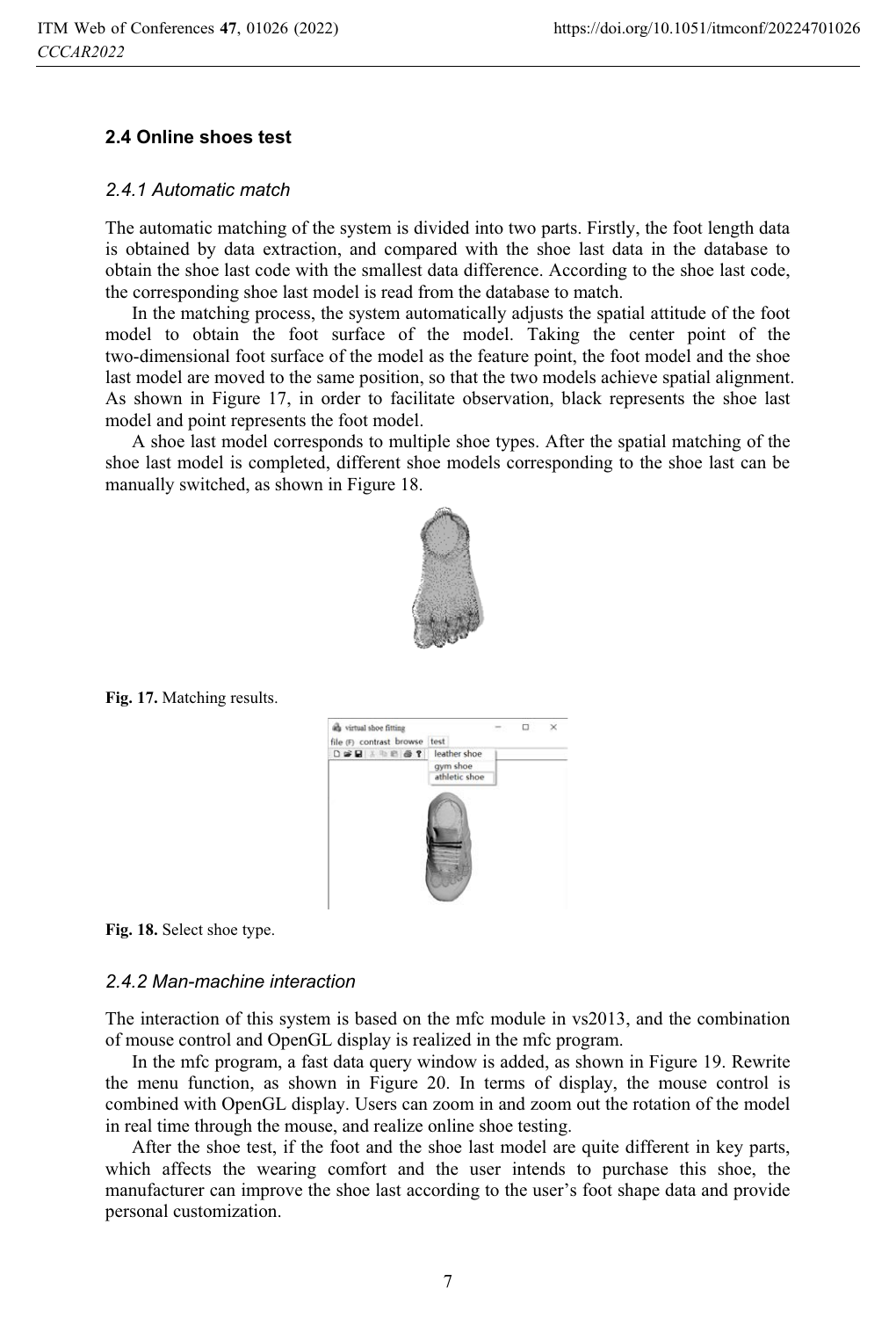### 2.4 Online shoes test

#### *2.4.1 Automatic match*

The automatic matching of the system is divided into two parts. Firstly, the foot length data is obtained by data extraction, and compared with the shoe last data in the database to obtain the shoe last code with the smallest data difference. According to the shoe last code, the corresponding shoe last model is read from the database to match.

In the matching process, the system automatically adjusts the spatial attitude of the foot model to obtain the foot surface of the model. Taking the center point of the two-dimensional foot surface of the model as the feature point, the foot model and the shoe last model are moved to the same position, so that the two models achieve spatial alignment. As shown in Figure 17, in order to facilitate observation, black represents the shoe last model and point represents the foot model.

A shoe last model corresponds to multiple shoe types. After the spatial matching of the shoe last model is completed, different shoe models corresponding to the shoe last can be manually switched, as shown in Figure 18.

**Fig. 17.** Matching results.

**Fig. 18.** Select shoe type.

#### *2.4.2 Man-machine interaction*

The interaction of this system is based on the mfc module in vs2013, and the combination of mouse control and OpenGL display is realized in the mfc program.

In the mfc program, a fast data query window is added, as shown in Figure 19. Rewrite the menu function, as shown in Figure 20. In terms of display, the mouse control is combined with OpenGL display. Users can zoom in and zoom out the rotation of the model in real time through the mouse, and realize online shoe testing.

After the shoe test, if the foot and the shoe last model are quite different in key parts, which affects the wearing comfort and the user intends to purchase this shoe, the manufacturer can improve the shoe last according to the user's foot shape data and provide personal customization.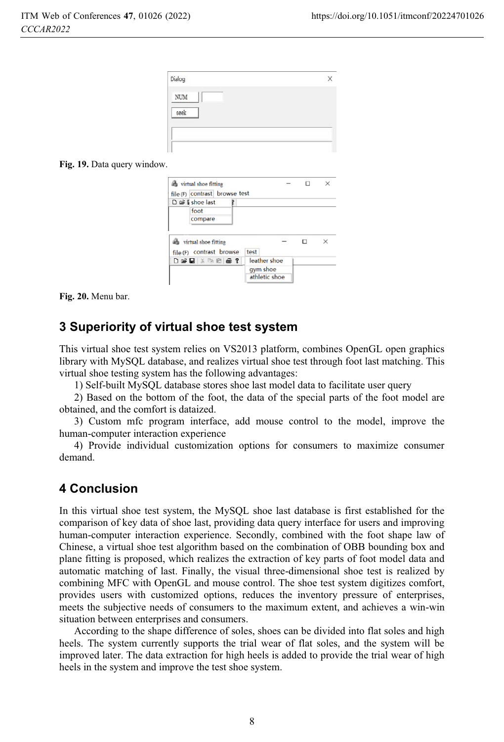Fig. 19. Data query window.

Fig. 20. Menu bar.

## 3 Superiority of virtual shoe test system

This virtual shoe test system relies on VS2013 platform, combines OpenGL open graphics library with MySQL database, and realizes virtual shoe test through foot last matching. This virtual shoe testing system has the following advantages:

1) Self-built MySQL database stores shoe last model data to facilitate user query

2) Based on the bottom of the foot, the data of the special parts of the foot model are obtained, and the comfort is dataized.

3) Custom mfc program interface, add mouse control to the model, improve the human-computer interaction experience

4) Provide individual customization options for consumers to maximize consumer demand.

## 4 Conclusion

In this virtual shoe test system, the MySQL shoe last database is first established for the comparison of key data of shoe last, providing data query interface for users and improving human-computer interaction experience. Secondly, combined with the foot shape law of Chinese, a virtual shoe test algorithm based on the combination of OBB bounding box and plane fitting is proposed, which realizes the extraction of key parts of foot model data and automatic matching of last. Finally, the visual three-dimensional shoe test is realized by combining MFC with OpenGL and mouse control. The shoe test system digitizes comfort, provides users with customized options, reduces the inventory pressure of enterprises, meets the subjective needs of consumers to the maximum extent, and achieves a win-win situation between enterprises and consumers.

According to the shape difference of soles, shoes can be divided into flat soles and high heels. The system currently supports the trial wear of flat soles, and the system will be improved later. The data extraction for high heels is added to provide the trial wear of high heels in the system and improve the test shoe system.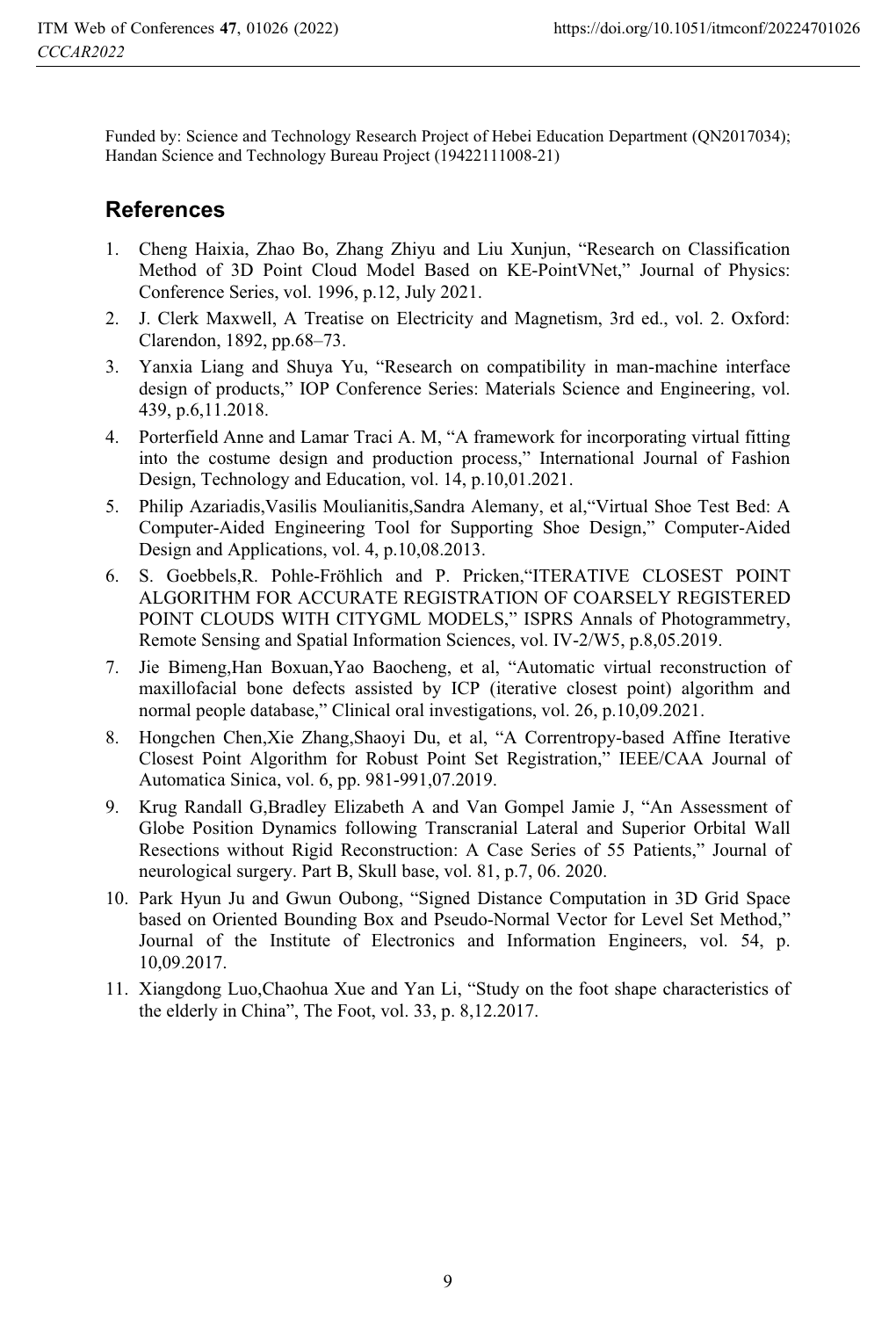Funded by: Science and Technology Research Project of Hebei Education Department (QN2017034); Handan Science and Technology Bureau Project (19422111008-21)

## References

1. Cheng Haixia, Zhao Bo, Zhang Zhiyu and Liu Xunjun, "Research on Classification Method of 3D Point Cloud Model Based on KE-PointVNet," Journal of Physics: Conference Series, vol. 1996, p.12, July 2021.
2. J. Clerk Maxwell, A Treatise on Electricity and Magnetism, 3rd ed., vol. 2. Oxford: Clarendon, 1892, pp.68–73.
3. Yanxia Liang and Shuya Yu, "Research on compatibility in man-machine interface design of products," IOP Conference Series: Materials Science and Engineering, vol. 439, p.6,11.2018.
4. Porterfield Anne and Lamar Traci A. M, "A framework for incorporating virtual fitting into the costume design and production process," International Journal of Fashion Design, Technology and Education, vol. 14, p.10,01.2021.
5. Philip Azariadis,Vasilis Moulianitis,Sandra Alemany, et al,"Virtual Shoe Test Bed: A Computer-Aided Engineering Tool for Supporting Shoe Design," Computer-Aided Design and Applications, vol. 4, p.10,08.2013.
6. S. Goebbels,R. Pohle-Fröhlich and P. Pricken,"ITERATIVE CLOSEST POINT ALGORITHM FOR ACCURATE REGISTRATION OF COARSELY REGISTERED POINT CLOUDS WITH CITYGML MODELS," ISPRS Annals of Photogrammetry, Remote Sensing and Spatial Information Sciences, vol. IV-2/W5, p.8,05.2019.
7. Jie Bimeng,Han Boxuan,Yao Baocheng, et al, "Automatic virtual reconstruction of maxillofacial bone defects assisted by ICP (iterative closest point) algorithm and normal people database," Clinical oral investigations, vol. 26, p.10,09.2021.
8. Hongchen Chen,Xie Zhang,Shaoyi Du, et al, "A Correntropy-based Affine Iterative Closest Point Algorithm for Robust Point Set Registration," IEEE/CAA Journal of Automatica Sinica, vol. 6, pp. 981-991,07.2019.
9. Krug Randall G,Bradley Elizabeth A and Van Gompel Jamie J, "An Assessment of Globe Position Dynamics following Transcranial Lateral and Superior Orbital Wall Resections without Rigid Reconstruction: A Case Series of 55 Patients," Journal of neurological surgery. Part B, Skull base, vol. 81, p.7, 06. 2020.
10. Park Hyun Ju and Gwun Oubong, "Signed Distance Computation in 3D Grid Space based on Oriented Bounding Box and Pseudo-Normal Vector for Level Set Method," Journal of the Institute of Electronics and Information Engineers, vol. 54, p. 10,09.2017.
11. Xiangdong Luo,Chaohua Xue and Yan Li, "Study on the foot shape characteristics of the elderly in China", The Foot, vol. 33, p. 8,12.2017.